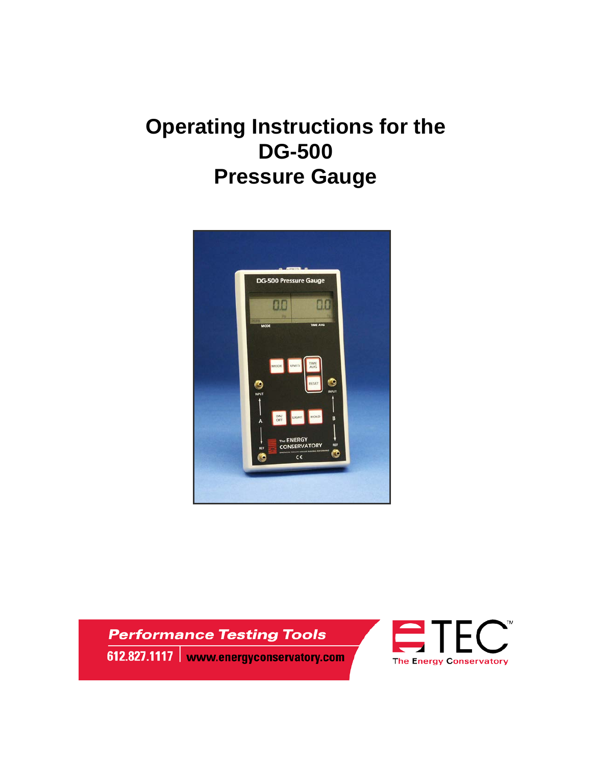# Operating Instructions for the DG-500 Pressure Gauge

**Performance Testing Tools**

612.827.1117 | www.energyconservatory.com

TEC™ The Energy Conservatory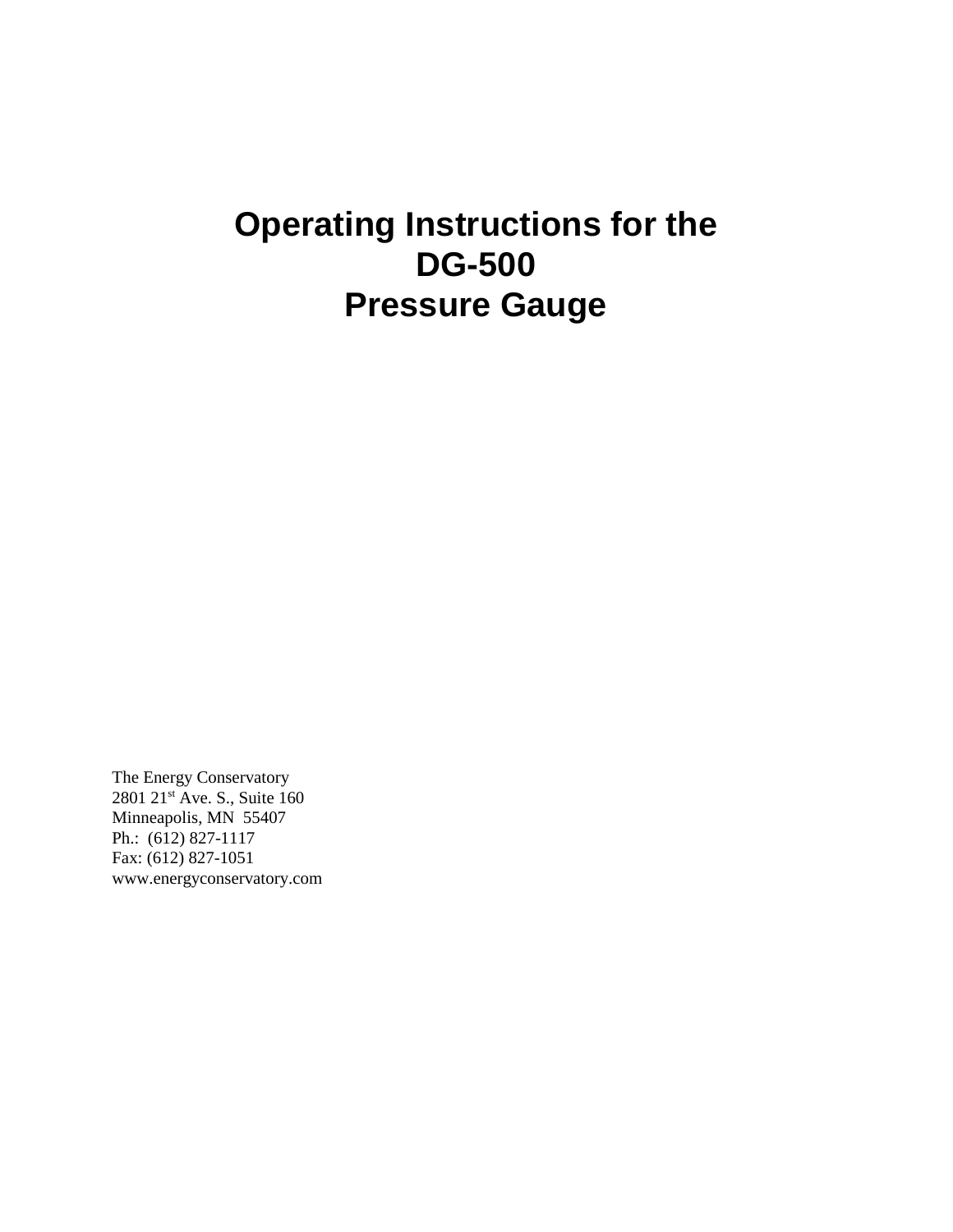# Operating Instructions for the DG-500 Pressure Gauge

The Energy Conservatory
2801 21st Ave. S., Suite 160
Minneapolis, MN 55407
Ph.: (612) 827-1117
Fax: (612) 827-1051
www.energyconservatory.com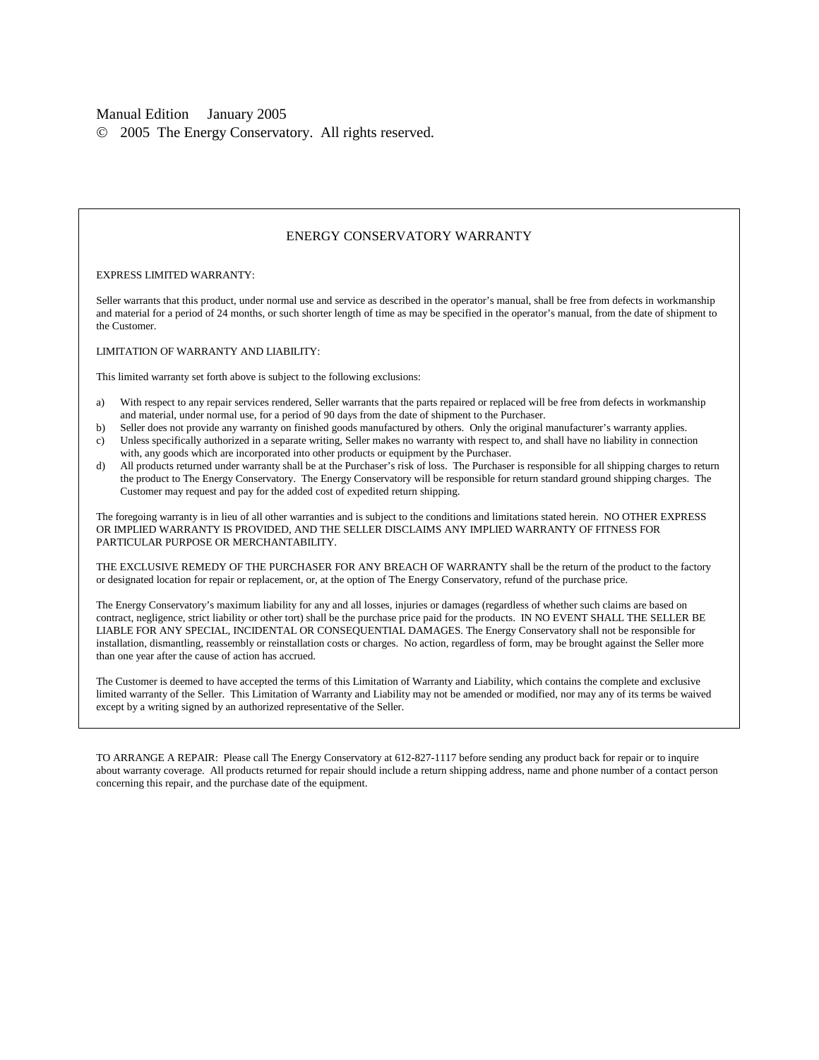Manual Edition January 2005

© 2005 The Energy Conservatory. All rights reserved.

## ENERGY CONSERVATORY WARRANTY

EXPRESS LIMITED WARRANTY:

Seller warrants that this product, under normal use and service as described in the operator's manual, shall be free from defects in workmanship and material for a period of 24 months, or such shorter length of time as may be specified in the operator's manual, from the date of shipment to the Customer.

LIMITATION OF WARRANTY AND LIABILITY:

This limited warranty set forth above is subject to the following exclusions:

a) With respect to any repair services rendered, Seller warrants that the parts repaired or replaced will be free from defects in workmanship and material, under normal use, for a period of 90 days from the date of shipment to the Purchaser.
b) Seller does not provide any warranty on finished goods manufactured by others. Only the original manufacturer's warranty applies.
c) Unless specifically authorized in a separate writing, Seller makes no warranty with respect to, and shall have no liability in connection with, any goods which are incorporated into other products or equipment by the Purchaser.
d) All products returned under warranty shall be at the Purchaser's risk of loss. The Purchaser is responsible for all shipping charges to return the product to The Energy Conservatory. The Energy Conservatory will be responsible for return standard ground shipping charges. The Customer may request and pay for the added cost of expedited return shipping.

The foregoing warranty is in lieu of all other warranties and is subject to the conditions and limitations stated herein. NO OTHER EXPRESS OR IMPLIED WARRANTY IS PROVIDED, AND THE SELLER DISCLAIMS ANY IMPLIED WARRANTY OF FITNESS FOR PARTICULAR PURPOSE OR MERCHANTABILITY.

THE EXCLUSIVE REMEDY OF THE PURCHASER FOR ANY BREACH OF WARRANTY shall be the return of the product to the factory or designated location for repair or replacement, or, at the option of The Energy Conservatory, refund of the purchase price.

The Energy Conservatory's maximum liability for any and all losses, injuries or damages (regardless of whether such claims are based on contract, negligence, strict liability or other tort) shall be the purchase price paid for the products. IN NO EVENT SHALL THE SELLER BE LIABLE FOR ANY SPECIAL, INCIDENTAL OR CONSEQUENTIAL DAMAGES. The Energy Conservatory shall not be responsible for installation, dismantling, reassembly or reinstallation costs or charges. No action, regardless of form, may be brought against the Seller more than one year after the cause of action has accrued.

The Customer is deemed to have accepted the terms of this Limitation of Warranty and Liability, which contains the complete and exclusive limited warranty of the Seller. This Limitation of Warranty and Liability may not be amended or modified, nor may any of its terms be waived except by a writing signed by an authorized representative of the Seller.

TO ARRANGE A REPAIR: Please call The Energy Conservatory at 612-827-1117 before sending any product back for repair or to inquire about warranty coverage. All products returned for repair should include a return shipping address, name and phone number of a contact person concerning this repair, and the purchase date of the equipment.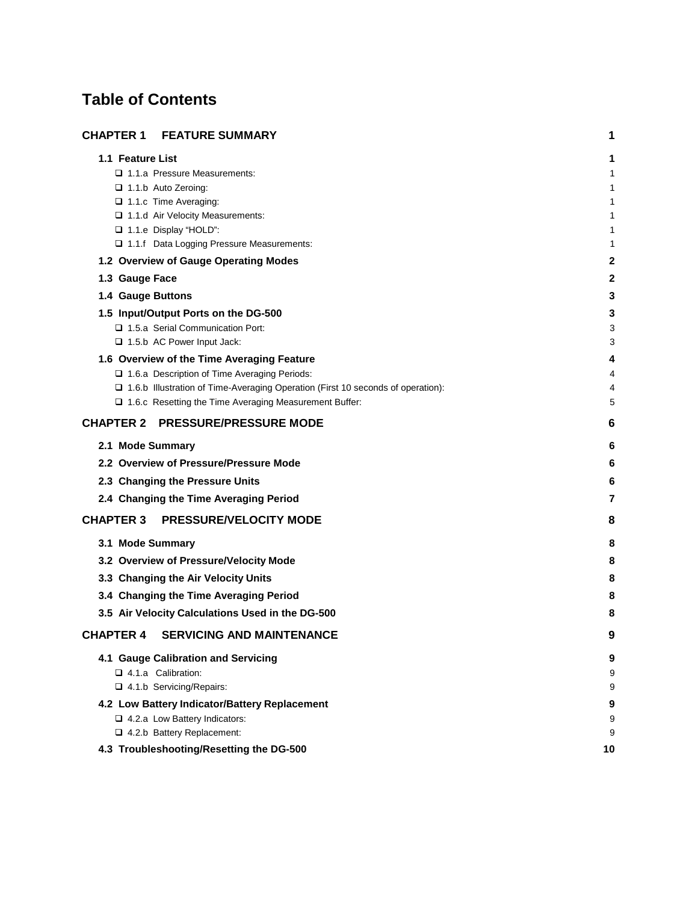# Table of Contents

| | |
|---|---|
| **CHAPTER 1 FEATURE SUMMARY** | **1** |
| **1.1 Feature List** | **1** |
| ❑ 1.1.a Pressure Measurements: | 1 |
| ❑ 1.1.b Auto Zeroing: | 1 |
| ❑ 1.1.c Time Averaging: | 1 |
| ❑ 1.1.d Air Velocity Measurements: | 1 |
| ❑ 1.1.e Display "HOLD": | 1 |
| ❑ 1.1.f Data Logging Pressure Measurements: | 1 |
| **1.2 Overview of Gauge Operating Modes** | **2** |
| **1.3 Gauge Face** | **2** |
| **1.4 Gauge Buttons** | **3** |
| **1.5 Input/Output Ports on the DG-500** | **3** |
| ❑ 1.5.a Serial Communication Port: | 3 |
| ❑ 1.5.b AC Power Input Jack: | 3 |
| **1.6 Overview of the Time Averaging Feature** | **4** |
| ❑ 1.6.a Description of Time Averaging Periods: | 4 |
| ❑ 1.6.b Illustration of Time-Averaging Operation (First 10 seconds of operation): | 4 |
| ❑ 1.6.c Resetting the Time Averaging Measurement Buffer: | 5 |
| **CHAPTER 2 PRESSURE/PRESSURE MODE** | **6** |
| **2.1 Mode Summary** | **6** |
| **2.2 Overview of Pressure/Pressure Mode** | **6** |
| **2.3 Changing the Pressure Units** | **6** |
| **2.4 Changing the Time Averaging Period** | **7** |
| **CHAPTER 3 PRESSURE/VELOCITY MODE** | **8** |
| **3.1 Mode Summary** | **8** |
| **3.2 Overview of Pressure/Velocity Mode** | **8** |
| **3.3 Changing the Air Velocity Units** | **8** |
| **3.4 Changing the Time Averaging Period** | **8** |
| **3.5 Air Velocity Calculations Used in the DG-500** | **8** |
| **CHAPTER 4 SERVICING AND MAINTENANCE** | **9** |
| **4.1 Gauge Calibration and Servicing** | **9** |
| ❑ 4.1.a Calibration: | 9 |
| ❑ 4.1.b Servicing/Repairs: | 9 |
| **4.2 Low Battery Indicator/Battery Replacement** | **9** |
| ❑ 4.2.a Low Battery Indicators: | 9 |
| ❑ 4.2.b Battery Replacement: | 9 |
| **4.3 Troubleshooting/Resetting the DG-500** | **10** |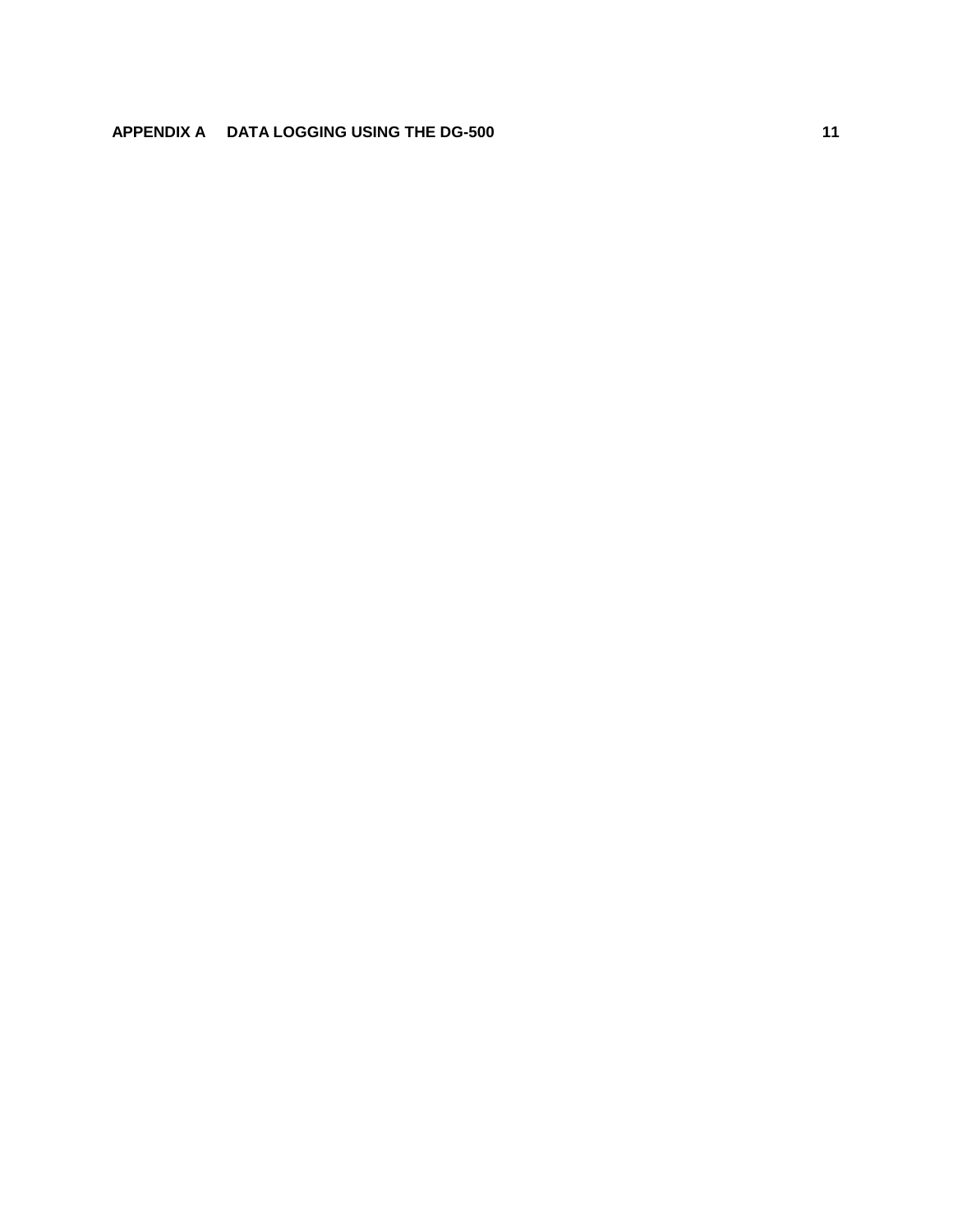**APPENDIX A DATA LOGGING USING THE DG-500 11**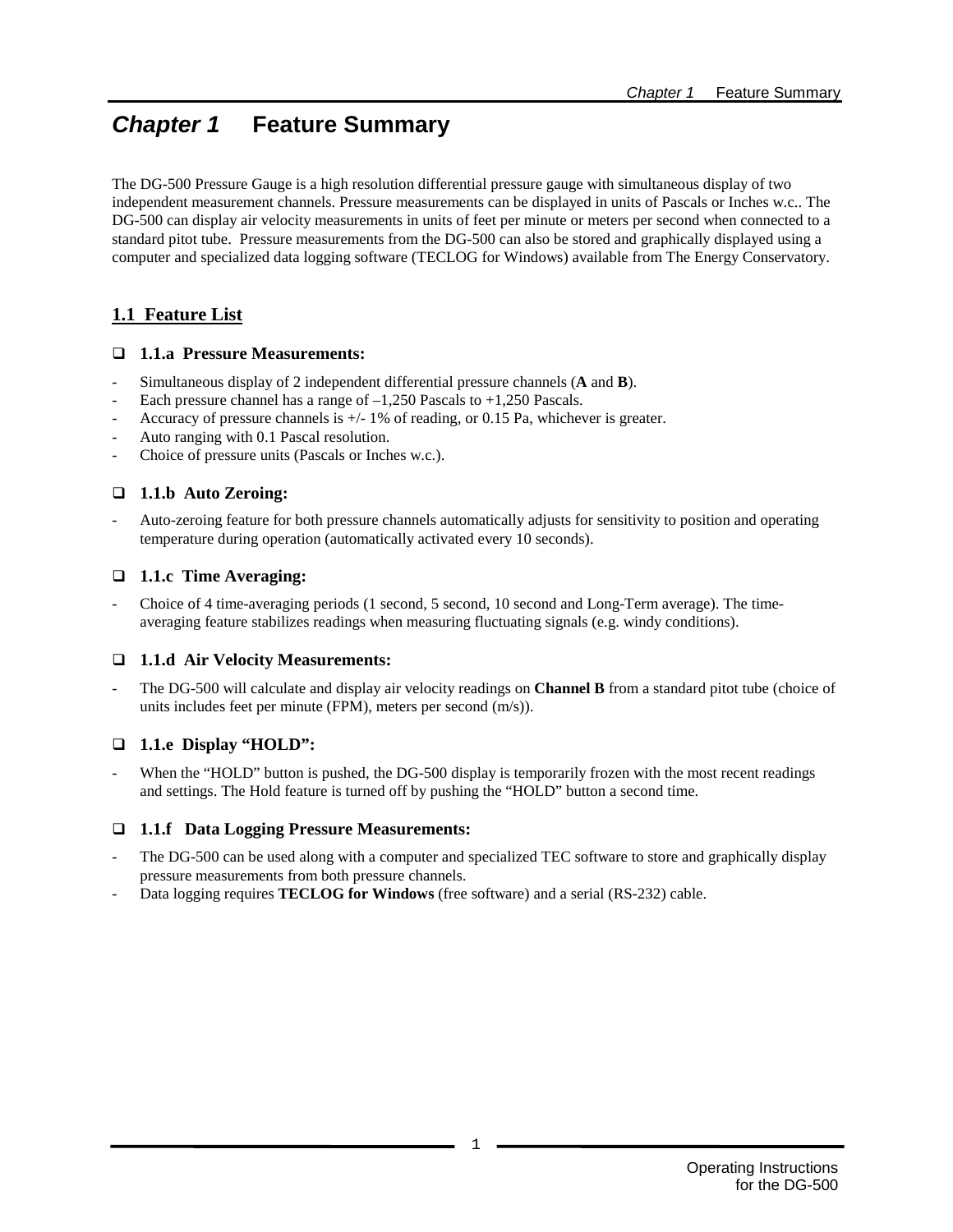# *Chapter 1* Feature Summary

The DG-500 Pressure Gauge is a high resolution differential pressure gauge with simultaneous display of two independent measurement channels. Pressure measurements can be displayed in units of Pascals or Inches w.c.. The DG-500 can display air velocity measurements in units of feet per minute or meters per second when connected to a standard pitot tube. Pressure measurements from the DG-500 can also be stored and graphically displayed using a computer and specialized data logging software (TECLOG for Windows) available from The Energy Conservatory.

## 1.1 Feature List

### ❑ 1.1.a Pressure Measurements:

- Simultaneous display of 2 independent differential pressure channels (**A** and **B**).
- Each pressure channel has a range of –1,250 Pascals to +1,250 Pascals.
- Accuracy of pressure channels is +/- 1% of reading, or 0.15 Pa, whichever is greater.
- Auto ranging with 0.1 Pascal resolution.
- Choice of pressure units (Pascals or Inches w.c.).

### ❑ 1.1.b Auto Zeroing:

- Auto-zeroing feature for both pressure channels automatically adjusts for sensitivity to position and operating temperature during operation (automatically activated every 10 seconds).

### ❑ 1.1.c Time Averaging:

- Choice of 4 time-averaging periods (1 second, 5 second, 10 second and Long-Term average). The time-averaging feature stabilizes readings when measuring fluctuating signals (e.g. windy conditions).

### ❑ 1.1.d Air Velocity Measurements:

- The DG-500 will calculate and display air velocity readings on **Channel B** from a standard pitot tube (choice of units includes feet per minute (FPM), meters per second (m/s)).

### ❑ 1.1.e Display “HOLD”:

- When the “HOLD” button is pushed, the DG-500 display is temporarily frozen with the most recent readings and settings. The Hold feature is turned off by pushing the “HOLD” button a second time.

### ❑ 1.1.f Data Logging Pressure Measurements:

- The DG-500 can be used along with a computer and specialized TEC software to store and graphically display pressure measurements from both pressure channels.
- Data logging requires **TECLOG for Windows** (free software) and a serial (RS-232) cable.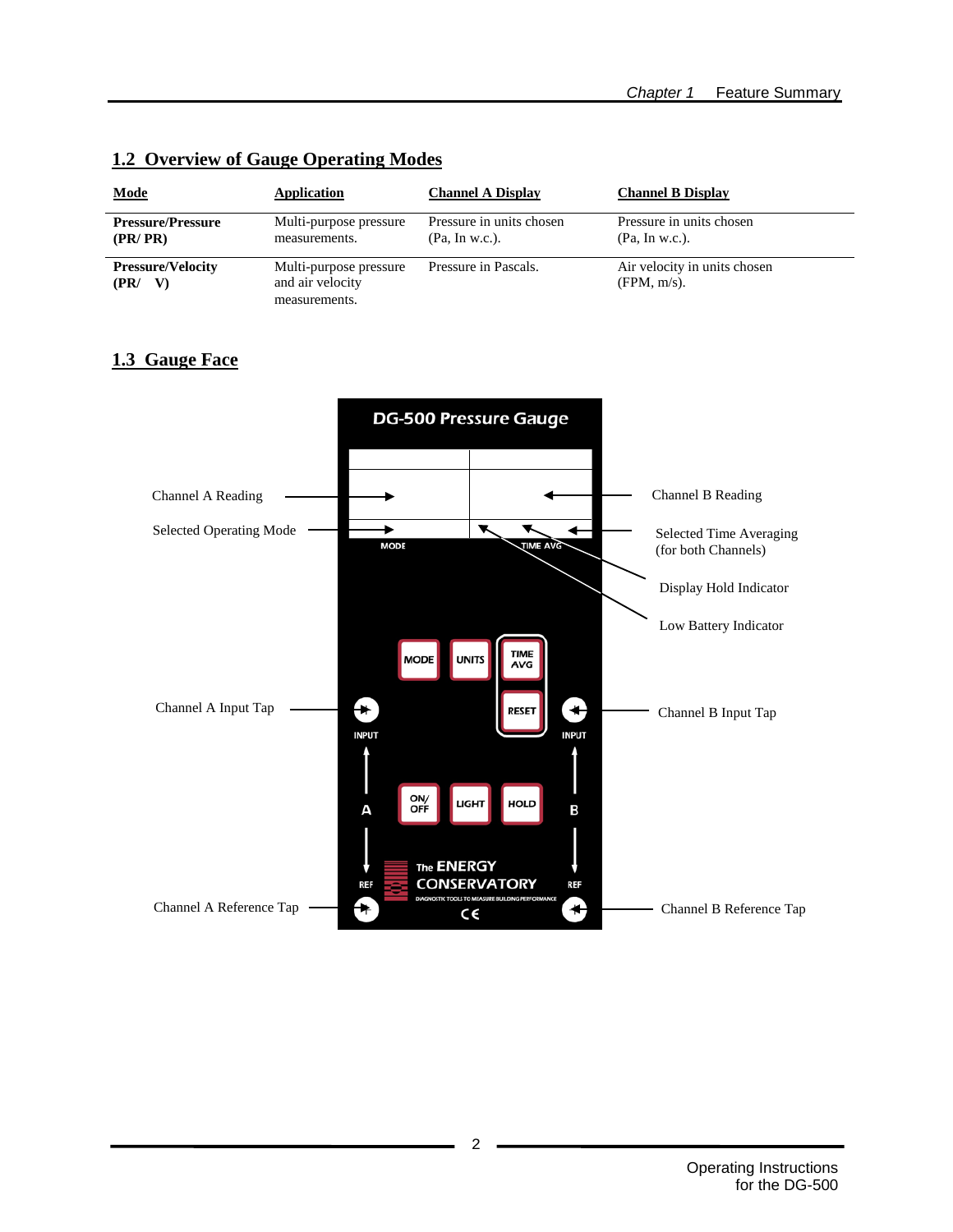## 1.2 Overview of Gauge Operating Modes

| Mode | Application | Channel A Display | Channel B Display |
|---|---|---|---|
| **Pressure/Pressure (PR/ PR)** | Multi-purpose pressure measurements. | Pressure in units chosen (Pa, In w.c.). | Pressure in units chosen (Pa, In w.c.). |
| **Pressure/Velocity (PR/ V)** | Multi-purpose pressure and air velocity measurements. | Pressure in Pascals. | Air velocity in units chosen (FPM, m/s). |

## 1.3 Gauge Face

DG-500 Pressure Gauge

Channel A Reading

Channel B Reading

Selected Operating Mode

Selected Time Averaging (for both Channels)

Display Hold Indicator

Low Battery Indicator

Channel A Input Tap

Channel B Input Tap

Channel A Reference Tap

Channel B Reference Tap

MODE | TIME AVG

MODE | UNITS | TIME AVG | RESET

ON/OFF | LIGHT | HOLD

INPUT | A | REF

INPUT | B | REF

The ENERGY CONSERVATORY

DIAGNOSTIC TOOLS TO MEASURE BUILDING PERFORMANCE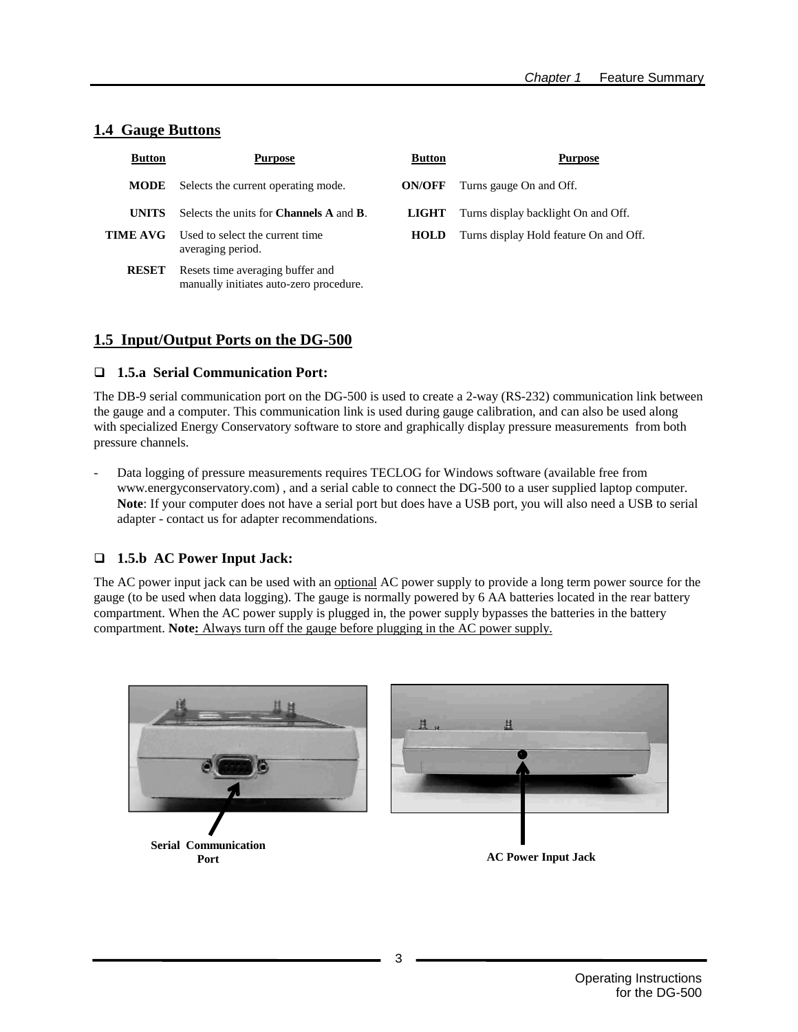## 1.4 Gauge Buttons

| Button | Purpose | Button | Purpose |
|---|---|---|---|
| **MODE** | Selects the current operating mode. | **ON/OFF** | Turns gauge On and Off. |
| **UNITS** | Selects the units for **Channels A** and **B**. | **LIGHT** | Turns display backlight On and Off. |
| **TIME AVG** | Used to select the current time averaging period. | **HOLD** | Turns display Hold feature On and Off. |
| **RESET** | Resets time averaging buffer and manually initiates auto-zero procedure. | | |

## 1.5 Input/Output Ports on the DG-500

### ❑ 1.5.a Serial Communication Port:

The DB-9 serial communication port on the DG-500 is used to create a 2-way (RS-232) communication link between the gauge and a computer. This communication link is used during gauge calibration, and can also be used along with specialized Energy Conservatory software to store and graphically display pressure measurements from both pressure channels.

- Data logging of pressure measurements requires TECLOG for Windows software (available free from www.energyconservatory.com) , and a serial cable to connect the DG-500 to a user supplied laptop computer. **Note**: If your computer does not have a serial port but does have a USB port, you will also need a USB to serial adapter - contact us for adapter recommendations.

### ❑ 1.5.b AC Power Input Jack:

The AC power input jack can be used with an optional AC power supply to provide a long term power source for the gauge (to be used when data logging). The gauge is normally powered by 6 AA batteries located in the rear battery compartment. When the AC power supply is plugged in, the power supply bypasses the batteries in the battery compartment. **Note:** Always turn off the gauge before plugging in the AC power supply.

**Serial Communication Port**

**AC Power Input Jack**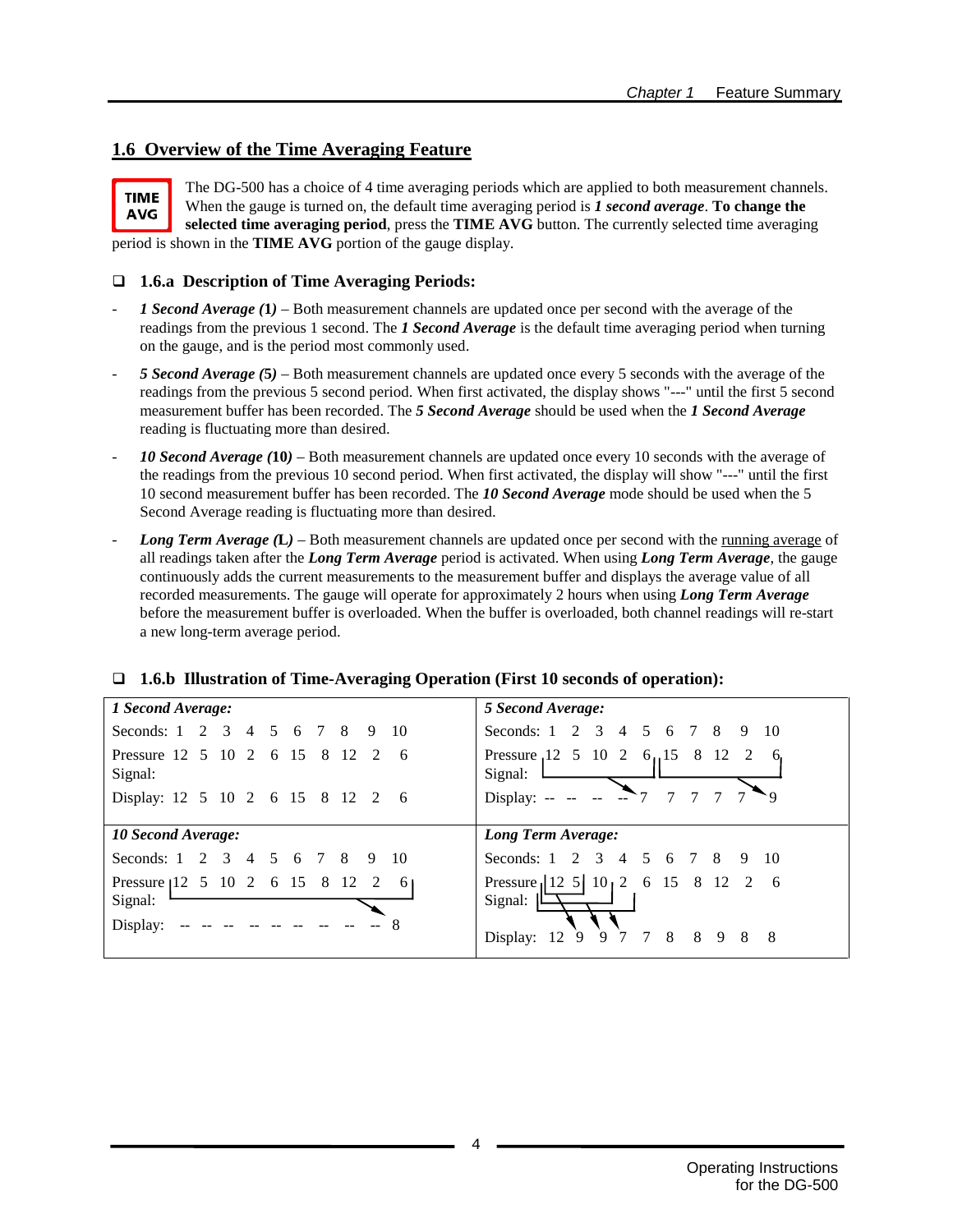## 1.6 Overview of the Time Averaging Feature

**TIME AVG**

The DG-500 has a choice of 4 time averaging periods which are applied to both measurement channels. When the gauge is turned on, the default time averaging period is ***1 second average***. **To change the selected time averaging period**, press the **TIME AVG** button. The currently selected time averaging period is shown in the **TIME AVG** portion of the gauge display.

### ❑ 1.6.a Description of Time Averaging Periods:

- ***1 Second Average* (1)** – Both measurement channels are updated once per second with the average of the readings from the previous 1 second. The ***1 Second Average*** is the default time averaging period when turning on the gauge, and is the period most commonly used.
- ***5 Second Average* (5)** – Both measurement channels are updated once every 5 seconds with the average of the readings from the previous 5 second period. When first activated, the display shows "---" until the first 5 second measurement buffer has been recorded. The ***5 Second Average*** should be used when the ***1 Second Average*** reading is fluctuating more than desired.
- ***10 Second Average* (10)** – Both measurement channels are updated once every 10 seconds with the average of the readings from the previous 10 second period. When first activated, the display will show "---" until the first 10 second measurement buffer has been recorded. The ***10 Second Average*** mode should be used when the 5 Second Average reading is fluctuating more than desired.
- ***Long Term Average* (L)** – Both measurement channels are updated once per second with the running average of all readings taken after the ***Long Term Average*** period is activated. When using ***Long Term Average***, the gauge continuously adds the current measurements to the measurement buffer and displays the average value of all recorded measurements. The gauge will operate for approximately 2 hours when using ***Long Term Average*** before the measurement buffer is overloaded. When the buffer is overloaded, both channel readings will re-start a new long-term average period.

### ❑ 1.6.b Illustration of Time-Averaging Operation (First 10 seconds of operation):

***1 Second Average:***

| Seconds: | 1 | 2 | 3 | 4 | 5 | 6 | 7 | 8 | 9 | 10 |
|---|---|---|---|---|---|---|---|---|---|---|
| Pressure Signal: | 12 | 5 | 10 | 2 | 6 | 15 | 8 | 12 | 2 | 6 |
| Display: | 12 | 5 | 10 | 2 | 6 | 15 | 8 | 12 | 2 | 6 |

***5 Second Average:***

| Seconds: | 1 | 2 | 3 | 4 | 5 | 6 | 7 | 8 | 9 | 10 |
|---|---|---|---|---|---|---|---|---|---|---|
| Pressure Signal: | 12 | 5 | 10 | 2 | 6 | 15 | 8 | 12 | 2 | 6 |
| Display: | -- | -- | -- | -- | 7 | 7 | 7 | 7 | 7 | 9 |

***10 Second Average:***

| Seconds: | 1 | 2 | 3 | 4 | 5 | 6 | 7 | 8 | 9 | 10 |
|---|---|---|---|---|---|---|---|---|---|---|
| Pressure Signal: | 12 | 5 | 10 | 2 | 6 | 15 | 8 | 12 | 2 | 6 |
| Display: | -- | -- | -- | -- | -- | -- | -- | -- | -- | 8 |

***Long Term Average:***

| Seconds: | 1 | 2 | 3 | 4 | 5 | 6 | 7 | 8 | 9 | 10 |
|---|---|---|---|---|---|---|---|---|---|---|
| Pressure Signal: | 12 | 5 | 10 | 2 | 6 | 15 | 8 | 12 | 2 | 6 |
| Display: | 12 | 9 | 9 | 7 | 7 | 8 | 8 | 9 | 8 | 8 |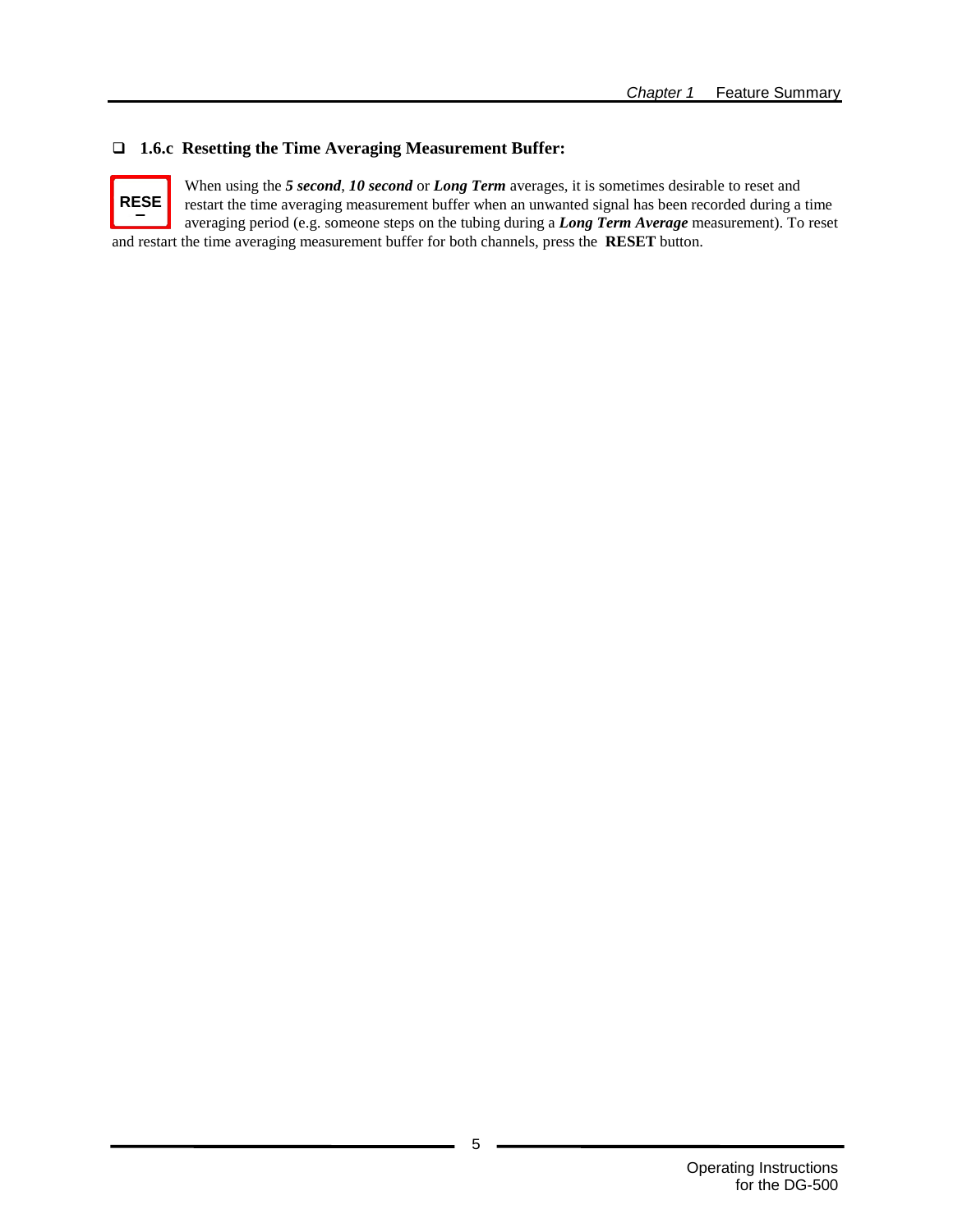### 1.6.c Resetting the Time Averaging Measurement Buffer:

RESET

When using the ***5 second***, ***10 second*** or ***Long Term*** averages, it is sometimes desirable to reset and restart the time averaging measurement buffer when an unwanted signal has been recorded during a time averaging period (e.g. someone steps on the tubing during a ***Long Term Average*** measurement). To reset and restart the time averaging measurement buffer for both channels, press the **RESET** button.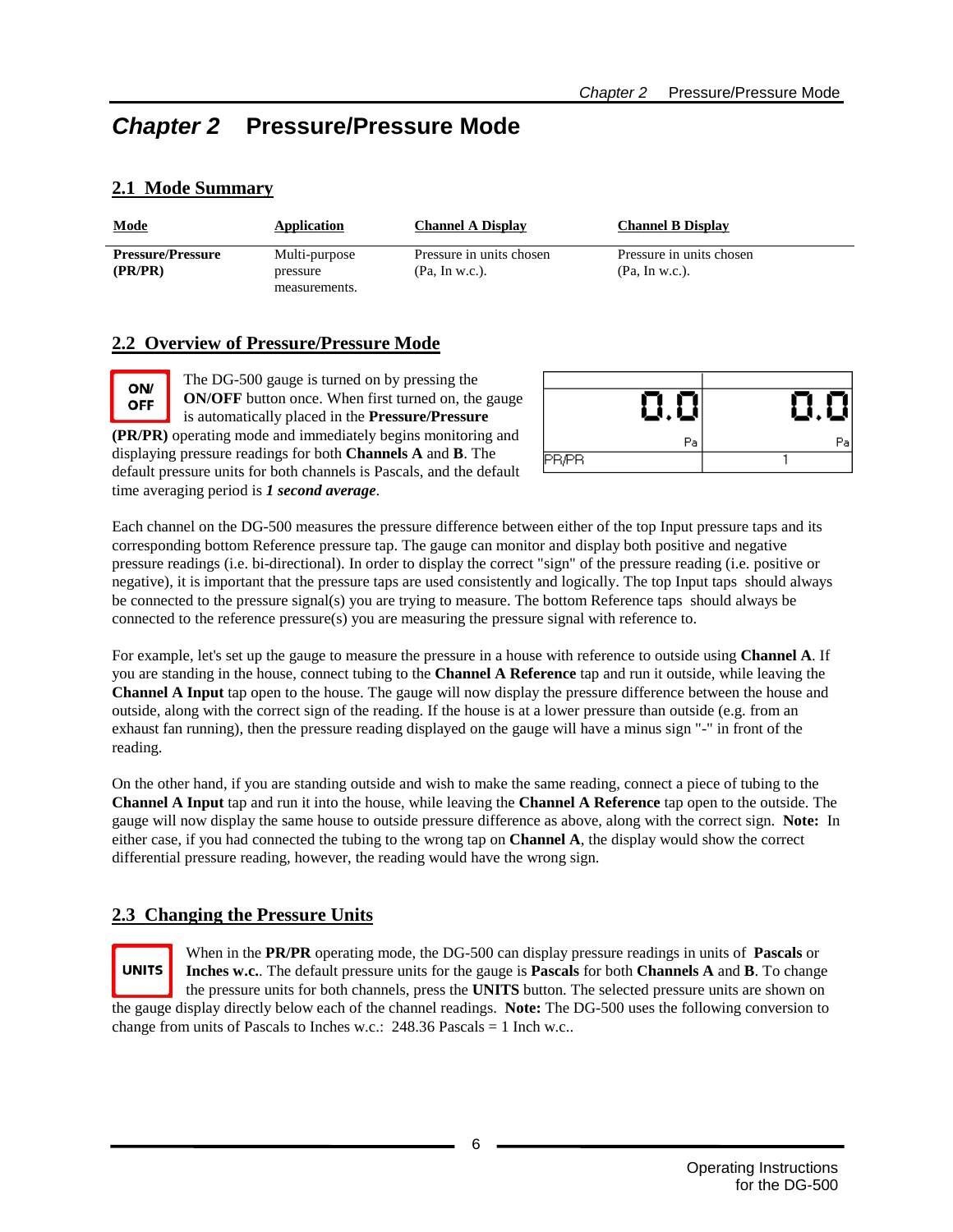# Chapter 2 Pressure/Pressure Mode

## 2.1 Mode Summary

| Mode | Application | Channel A Display | Channel B Display |
|---|---|---|---|
| **Pressure/Pressure (PR/PR)** | Multi-purpose pressure measurements. | Pressure in units chosen (Pa, In w.c.). | Pressure in units chosen (Pa, In w.c.). |

## 2.2 Overview of Pressure/Pressure Mode

ON/ OFF

The DG-500 gauge is turned on by pressing the **ON/OFF** button once. When first turned on, the gauge is automatically placed in the **Pressure/Pressure (PR/PR)** operating mode and immediately begins monitoring and displaying pressure readings for both **Channels A** and **B**. The default pressure units for both channels is Pascals, and the default time averaging period is ***1 second average***.

| 0.0 Pa | 0.0 Pa |
|---|---|
| PR/PR | 1 |

Each channel on the DG-500 measures the pressure difference between either of the top Input pressure taps and its corresponding bottom Reference pressure tap. The gauge can monitor and display both positive and negative pressure readings (i.e. bi-directional). In order to display the correct "sign" of the pressure reading (i.e. positive or negative), it is important that the pressure taps are used consistently and logically. The top Input taps should always be connected to the pressure signal(s) you are trying to measure. The bottom Reference taps should always be connected to the reference pressure(s) you are measuring the pressure signal with reference to.

For example, let's set up the gauge to measure the pressure in a house with reference to outside using **Channel A**. If you are standing in the house, connect tubing to the **Channel A Reference** tap and run it outside, while leaving the **Channel A Input** tap open to the house. The gauge will now display the pressure difference between the house and outside, along with the correct sign of the reading. If the house is at a lower pressure than outside (e.g. from an exhaust fan running), then the pressure reading displayed on the gauge will have a minus sign "-" in front of the reading.

On the other hand, if you are standing outside and wish to make the same reading, connect a piece of tubing to the **Channel A Input** tap and run it into the house, while leaving the **Channel A Reference** tap open to the outside. The gauge will now display the same house to outside pressure difference as above, along with the correct sign. **Note:** In either case, if you had connected the tubing to the wrong tap on **Channel A**, the display would show the correct differential pressure reading, however, the reading would have the wrong sign.

## 2.3 Changing the Pressure Units

UNITS

When in the **PR/PR** operating mode, the DG-500 can display pressure readings in units of **Pascals** or **Inches w.c.**. The default pressure units for the gauge is **Pascals** for both **Channels A** and **B**. To change the pressure units for both channels, press the **UNITS** button. The selected pressure units are shown on the gauge display directly below each of the channel readings. **Note:** The DG-500 uses the following conversion to change from units of Pascals to Inches w.c.: 248.36 Pascals = 1 Inch w.c..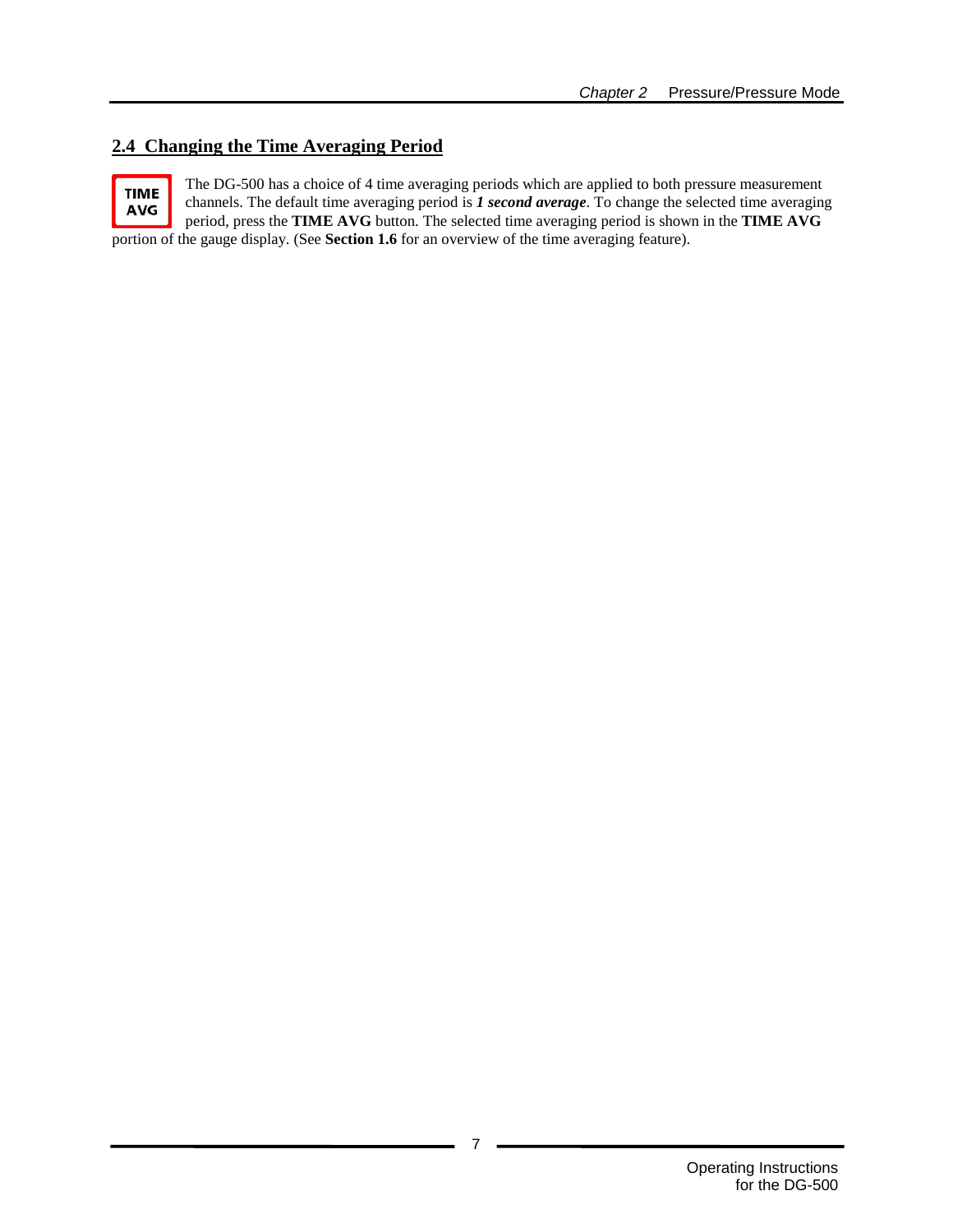## 2.4 Changing the Time Averaging Period

**TIME AVG**

The DG-500 has a choice of 4 time averaging periods which are applied to both pressure measurement channels. The default time averaging period is ***1 second average***. To change the selected time averaging period, press the **TIME AVG** button. The selected time averaging period is shown in the **TIME AVG** portion of the gauge display. (See **Section 1.6** for an overview of the time averaging feature).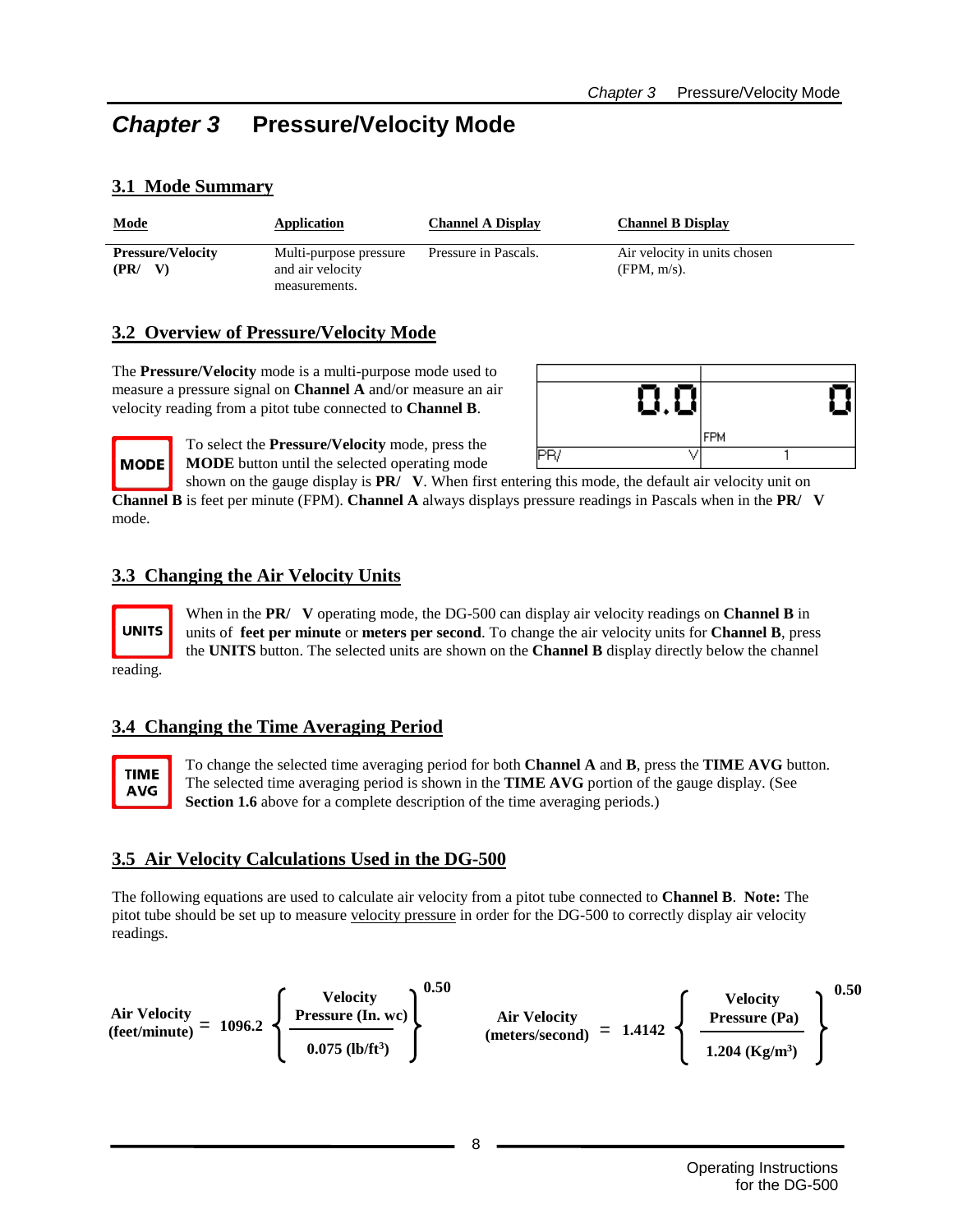# Chapter 3 Pressure/Velocity Mode

## 3.1 Mode Summary

| Mode | Application | Channel A Display | Channel B Display |
|---|---|---|---|
| **Pressure/Velocity (PR/ V)** | Multi-purpose pressure and air velocity measurements. | Pressure in Pascals. | Air velocity in units chosen (FPM, m/s). |

## 3.2 Overview of Pressure/Velocity Mode

The **Pressure/Velocity** mode is a multi-purpose mode used to measure a pressure signal on **Channel A** and/or measure an air velocity reading from a pitot tube connected to **Channel B**.

0.0 | 0
FPM
PR/ V | 1

**MODE**

To select the **Pressure/Velocity** mode, press the **MODE** button until the selected operating mode shown on the gauge display is **PR/ V**. When first entering this mode, the default air velocity unit on **Channel B** is feet per minute (FPM). **Channel A** always displays pressure readings in Pascals when in the **PR/ V** mode.

## 3.3 Changing the Air Velocity Units

**UNITS**

When in the **PR/ V** operating mode, the DG-500 can display air velocity readings on **Channel B** in units of **feet per minute** or **meters per second**. To change the air velocity units for **Channel B**, press the **UNITS** button. The selected units are shown on the **Channel B** display directly below the channel reading.

## 3.4 Changing the Time Averaging Period

**TIME AVG**

To change the selected time averaging period for both **Channel A** and **B**, press the **TIME AVG** button. The selected time averaging period is shown in the **TIME AVG** portion of the gauge display. (See **Section 1.6** above for a complete description of the time averaging periods.)

## 3.5 Air Velocity Calculations Used in the DG-500

The following equations are used to calculate air velocity from a pitot tube connected to **Channel B**. **Note:** The pitot tube should be set up to measure velocity pressure in order to the DG-500 to correctly display air velocity readings.

$$\text{Air Velocity (feet/minute)} = 1096.2 \left\{ \frac{\text{Velocity Pressure (In. wc)}}{0.075\ (\text{lb/ft}^3)} \right\}^{0.50}$$

$$\text{Air Velocity (meters/second)} = 1.4142 \left\{ \frac{\text{Velocity Pressure (Pa)}}{1.204\ (\text{Kg/m}^3)} \right\}^{0.50}$$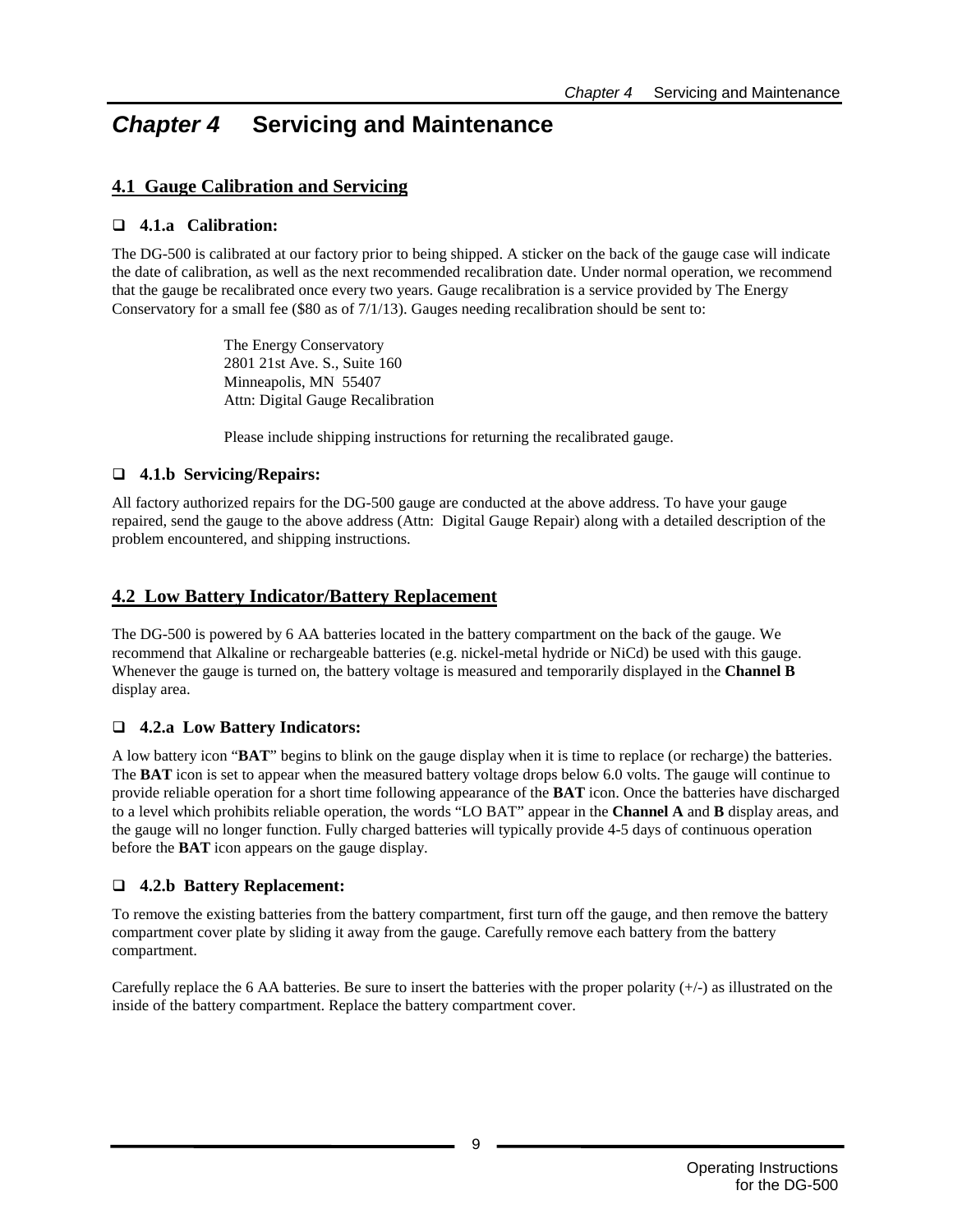# *Chapter 4* Servicing and Maintenance

## 4.1 Gauge Calibration and Servicing

### ❑ 4.1.a Calibration:

The DG-500 is calibrated at our factory prior to being shipped. A sticker on the back of the gauge case will indicate the date of calibration, as well as the next recommended recalibration date. Under normal operation, we recommend that the gauge be recalibrated once every two years. Gauge recalibration is a service provided by The Energy Conservatory for a small fee ($80 as of 7/1/13). Gauges needing recalibration should be sent to:

> The Energy Conservatory
> 2801 21st Ave. S., Suite 160
> Minneapolis, MN 55407
> Attn: Digital Gauge Recalibration
>
> Please include shipping instructions for returning the recalibrated gauge.

### ❑ 4.1.b Servicing/Repairs:

All factory authorized repairs for the DG-500 gauge are conducted at the above address. To have your gauge repaired, send the gauge to the above address (Attn: Digital Gauge Repair) along with a detailed description of the problem encountered, and shipping instructions.

## 4.2 Low Battery Indicator/Battery Replacement

The DG-500 is powered by 6 AA batteries located in the battery compartment on the back of the gauge. We recommend that Alkaline or rechargeable batteries (e.g. nickel-metal hydride or NiCd) be used with this gauge. Whenever the gauge is turned on, the battery voltage is measured and temporarily displayed in the **Channel B** display area.

### ❑ 4.2.a Low Battery Indicators:

A low battery icon "**BAT**" begins to blink on the gauge display when it is time to replace (or recharge) the batteries. The **BAT** icon is set to appear when the measured battery voltage drops below 6.0 volts. The gauge will continue to provide reliable operation for a short time following appearance of the **BAT** icon. Once the batteries have discharged to a level which prohibits reliable operation, the words "LO BAT" appear in the **Channel A** and **B** display areas, and the gauge will no longer function. Fully charged batteries will typically provide 4-5 days of continuous operation before the **BAT** icon appears on the gauge display.

### ❑ 4.2.b Battery Replacement:

To remove the existing batteries from the battery compartment, first turn off the gauge, and then remove the battery compartment cover plate by sliding it away from the gauge. Carefully remove each battery from the battery compartment.

Carefully replace the 6 AA batteries. Be sure to insert the batteries with the proper polarity (+/-) as illustrated on the inside of the battery compartment. Replace the battery compartment cover.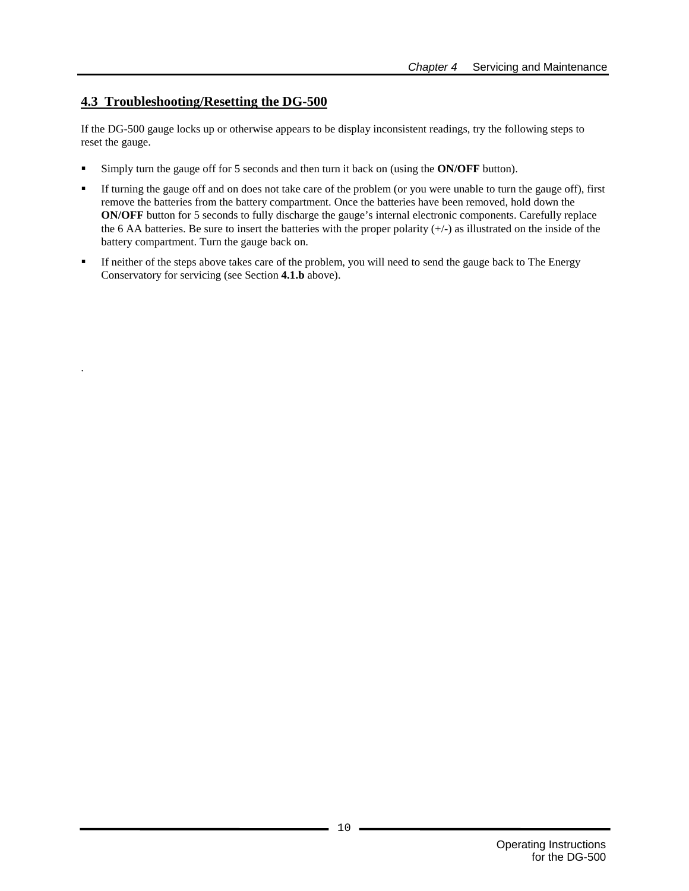## 4.3 Troubleshooting/Resetting the DG-500

If the DG-500 gauge locks up or otherwise appears to be display inconsistent readings, try the following steps to reset the gauge.

- Simply turn the gauge off for 5 seconds and then turn it back on (using the **ON/OFF** button).
- If turning the gauge off and on does not take care of the problem (or you were unable to turn the gauge off), first remove the batteries from the battery compartment. Once the batteries have been removed, hold down the **ON/OFF** button for 5 seconds to fully discharge the gauge's internal electronic components. Carefully replace the 6 AA batteries. Be sure to insert the batteries with the proper polarity (+/-) as illustrated on the inside of the battery compartment. Turn the gauge back on.
- If neither of the steps above takes care of the problem, you will need to send the gauge back to The Energy Conservatory for servicing (see Section **4.1.b** above).

.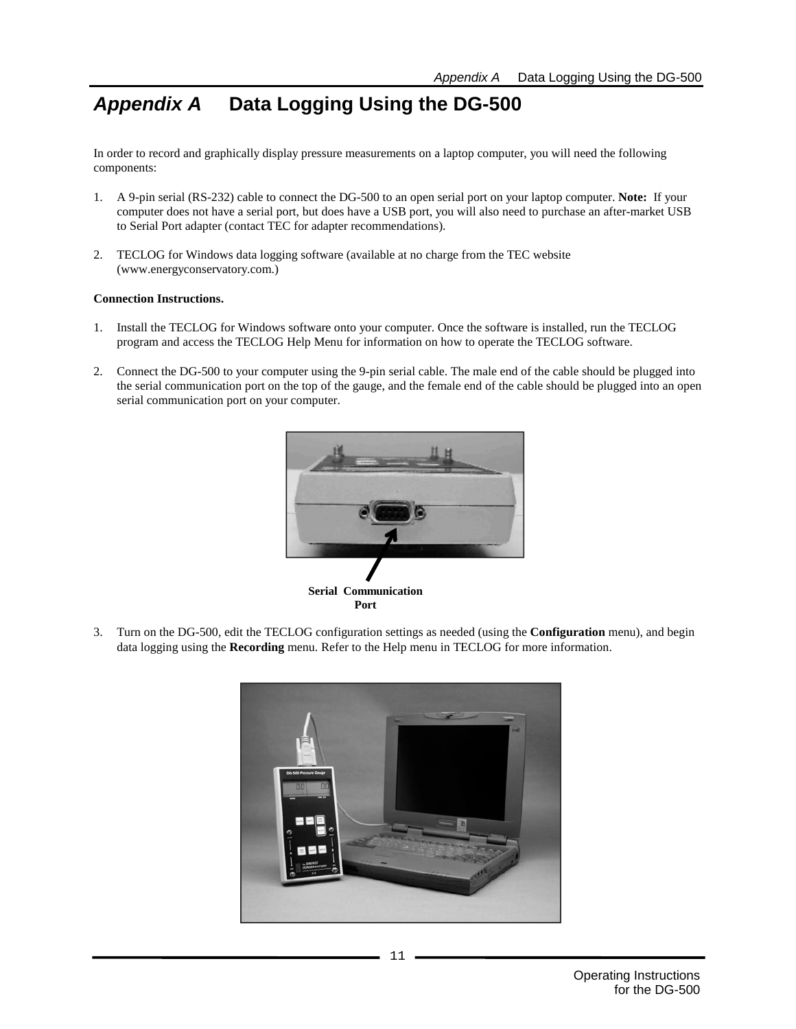# *Appendix A* Data Logging Using the DG-500

In order to record and graphically display pressure measurements on a laptop computer, you will need the following components:

1. A 9-pin serial (RS-232) cable to connect the DG-500 to an open serial port on your laptop computer. **Note:** If your computer does not have a serial port, but does have a USB port, you will also need to purchase an after-market USB to Serial Port adapter (contact TEC for adapter recommendations).

2. TECLOG for Windows data logging software (available at no charge from the TEC website (www.energyconservatory.com.)

**Connection Instructions.**

1. Install the TECLOG for Windows software onto your computer. Once the software is installed, run the TECLOG program and access the TECLOG Help Menu for information on how to operate the TECLOG software.

2. Connect the DG-500 to your computer using the 9-pin serial cable. The male end of the cable should be plugged into the serial communication port on the top of the gauge, and the female end of the cable should be plugged into an open serial communication port on your computer.

**Serial Communication Port**

3. Turn on the DG-500, edit the TECLOG configuration settings as needed (using the **Configuration** menu), and begin data logging using the **Recording** menu. Refer to the Help menu in TECLOG for more information.